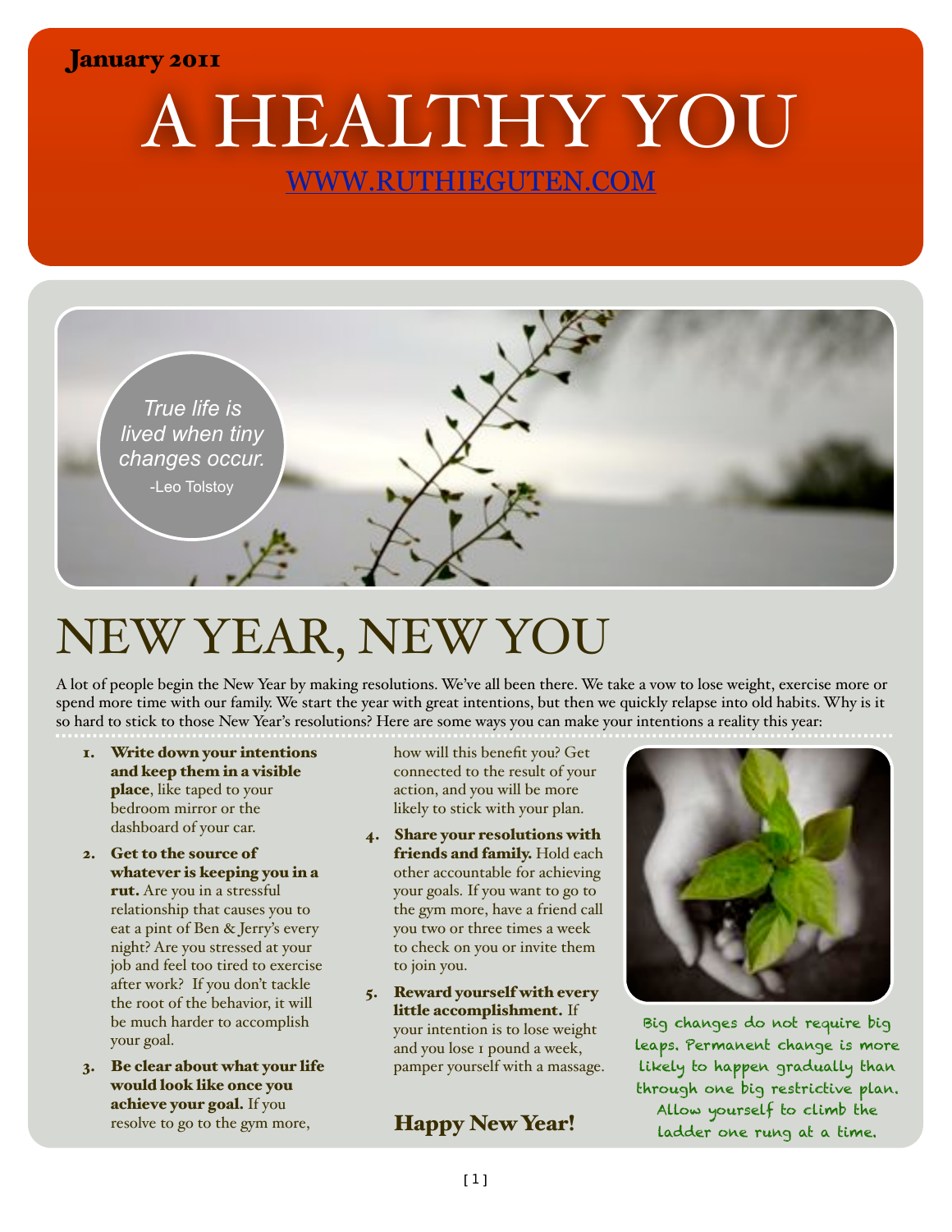January 2011

# A HEALTHY YOU

[WWW.RUTHIEGUTEN.COM](http://www.ruthieguten.com)

*True life is lived when tiny changes occur.*
-Leo Tolstoy

## NEW YEAR, NEW YOU

A lot of people begin the New Year by making resolutions. We've all been there. We take a vow to lose weight, exercise more or spend more time with our family. We start the year with great intentions, but then we quickly relapse into old habits. Why is it so hard to stick to those New Year's resolutions? Here are some ways you can make your intentions a reality this year:

1. **Write down your intentions and keep them in a visible place**, like taped to your bedroom mirror or the dashboard of your car.
2. **Get to the source of whatever is keeping you in a rut.** Are you in a stressful relationship that causes you to eat a pint of Ben & Jerry's every night? Are you stressed at your job and feel too tired to exercise after work? If you don't tackle the root of the behavior, it will be much harder to accomplish your goal.
3. **Be clear about what your life would look like once you achieve your goal.** If you resolve to go to the gym more, how will this benefit you? Get connected to the result of your action, and you will be more likely to stick with your plan.
4. **Share your resolutions with friends and family.** Hold each other accountable for achieving your goals. If you want to go to the gym more, have a friend call you two or three times a week to check on you or invite them to join you.
5. **Reward yourself with every little accomplishment.** If your intention is to lose weight and you lose 1 pound a week, pamper yourself with a massage.

**Happy New Year!**

Big changes do not require big leaps. Permanent change is more likely to happen gradually than through one big restrictive plan. Allow yourself to climb the ladder one rung at a time.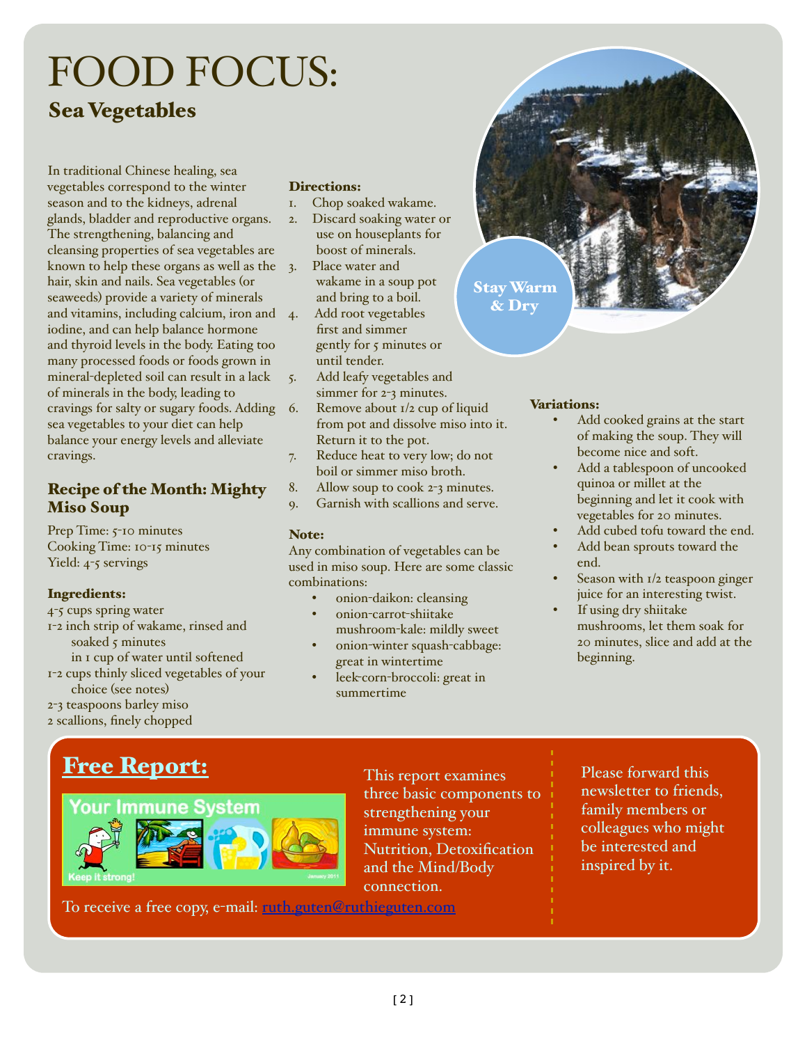# FOOD FOCUS:

## Sea Vegetables

In traditional Chinese healing, sea vegetables correspond to the winter season and to the kidneys, adrenal glands, bladder and reproductive organs. The strengthening, balancing and cleansing properties of sea vegetables are known to help these organs as well as the hair, skin and nails. Sea vegetables (or seaweeds) provide a variety of minerals and vitamins, including calcium, iron and iodine, and can help balance hormone and thyroid levels in the body. Eating too many processed foods or foods grown in mineral-depleted soil can result in a lack of minerals in the body, leading to cravings for salty or sugary foods. Adding sea vegetables to your diet can help balance your energy levels and alleviate cravings.

### Recipe of the Month: Mighty Miso Soup

Prep Time: 5-10 minutes
Cooking Time: 10-15 minutes
Yield: 4-5 servings

**Ingredients:**

4-5 cups spring water
1-2 inch strip of wakame, rinsed and soaked 5 minutes in 1 cup of water until softened
1-2 cups thinly sliced vegetables of your choice (see notes)
2-3 teaspoons barley miso
2 scallions, finely chopped

**Directions:**

1. Chop soaked wakame.
2. Discard soaking water or use on houseplants for boost of minerals.
3. Place water and wakame in a soup pot and bring to a boil.
4. Add root vegetables first and simmer gently for 5 minutes or until tender.
5. Add leafy vegetables and simmer for 2-3 minutes.
6. Remove about 1/2 cup of liquid from pot and dissolve miso into it. Return it to the pot.
7. Reduce heat to very low; do not boil or simmer miso broth.
8. Allow soup to cook 2-3 minutes.
9. Garnish with scallions and serve.

**Note:**

Any combination of vegetables can be used in miso soup. Here are some classic combinations:

- onion-daikon: cleansing
- onion-carrot-shiitake mushroom-kale: mildly sweet
- onion-winter squash-cabbage: great in wintertime
- leek-corn-broccoli: great in summertime

Stay Warm & Dry

**Variations:**

- Add cooked grains at the start of making the soup. They will become nice and soft.
- Add a tablespoon of uncooked quinoa or millet at the beginning and let it cook with vegetables for 20 minutes.
- Add cubed tofu toward the end.
- Add bean sprouts toward the end.
- Season with 1/2 teaspoon ginger juice for an interesting twist.
- If using dry shiitake mushrooms, let them soak for 20 minutes, slice and add at the beginning.

## Free Report:

Your Immune System
Keep it strong!
January 2011

This report examines three basic components to strengthening your immune system: Nutrition, Detoxification and the Mind/Body connection.

To receive a free copy, e-mail: ruth.guten@ruthieguten.com

Please forward this newsletter to friends, family members or colleagues who might be interested and inspired by it.